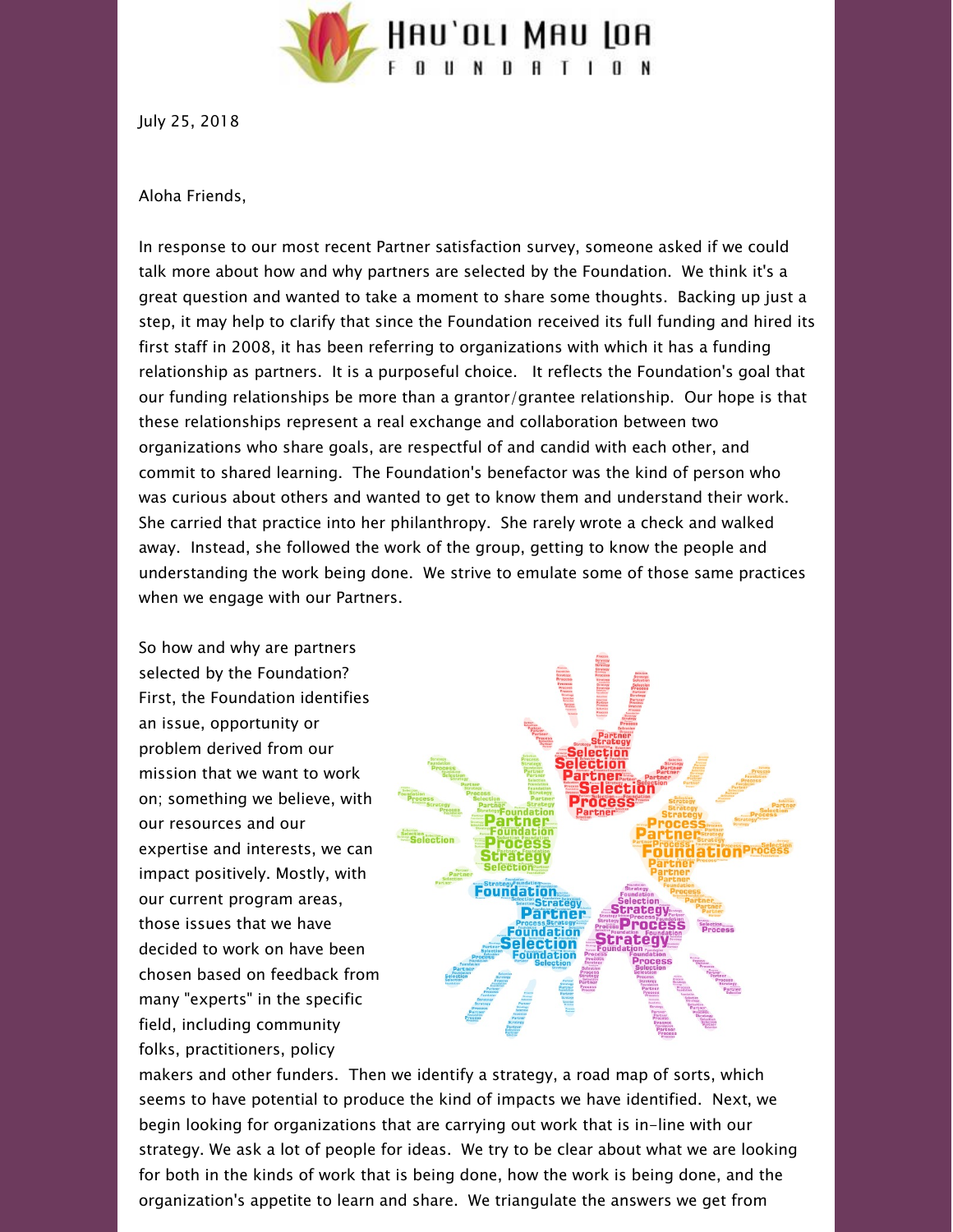# Hau'oli Mau Loa Foundation

July 25, 2018

Aloha Friends,

In response to our most recent Partner satisfaction survey, someone asked if we could talk more about how and why partners are selected by the Foundation. We think it's a great question and wanted to take a moment to share some thoughts. Backing up just a step, it may help to clarify that since the Foundation received its full funding and hired its first staff in 2008, it has been referring to organizations with which it has a funding relationship as partners. It is a purposeful choice. It reflects the Foundation's goal that our funding relationships be more than a grantor/grantee relationship. Our hope is that these relationships represent a real exchange and collaboration between two organizations who share goals, are respectful of and candid with each other, and commit to shared learning. The Foundation's benefactor was the kind of person who was curious about others and wanted to get to know them and understand their work. She carried that practice into her philanthropy. She rarely wrote a check and walked away. Instead, she followed the work of the group, getting to know the people and understanding the work being done. We strive to emulate some of those same practices when we engage with our Partners.

So how and why are partners selected by the Foundation? First, the Foundation identifies an issue, opportunity or problem derived from our mission that we want to work on; something we believe, with our resources and our expertise and interests, we can impact positively. Mostly, with our current program areas, those issues that we have decided to work on have been chosen based on feedback from many "experts" in the specific field, including community folks, practitioners, policy makers and other funders. Then we identify a strategy, a road map of sorts, which seems to have potential to produce the kind of impacts we have identified. Next, we begin looking for organizations that are carrying out work that is in-line with our strategy. We ask a lot of people for ideas. We try to be clear about what we are looking for both in the kinds of work that is being done, how the work is being done, and the organization's appetite to learn and share. We triangulate the answers we get from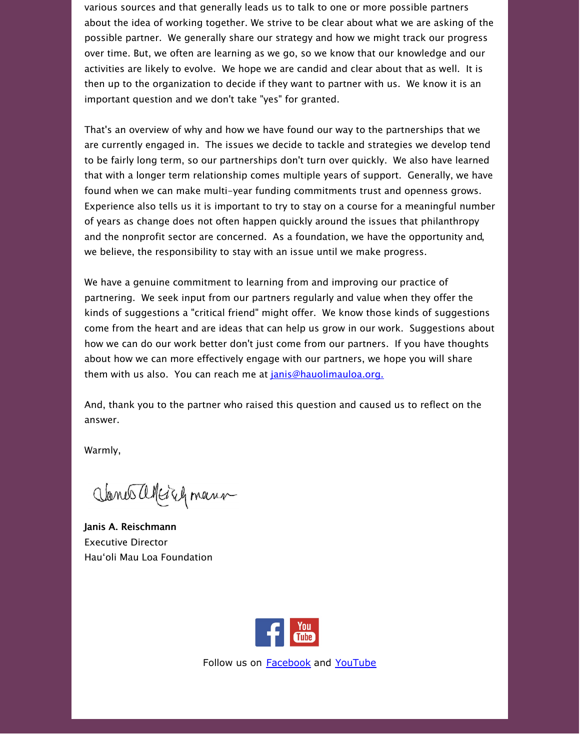various sources and that generally leads us to talk to one or more possible partners about the idea of working together. We strive to be clear about what we are asking of the possible partner. We generally share our strategy and how we might track our progress over time. But, we often are learning as we go, so we know that our knowledge and our activities are likely to evolve. We hope we are candid and clear about that as well. It is then up to the organization to decide if they want to partner with us. We know it is an important question and we don't take "yes" for granted.

That's an overview of why and how we have found our way to the partnerships that we are currently engaged in. The issues we decide to tackle and strategies we develop tend to be fairly long term, so our partnerships don't turn over quickly. We also have learned that with a longer term relationship comes multiple years of support. Generally, we have found when we can make multi-year funding commitments trust and openness grows. Experience also tells us it is important to try to stay on a course for a meaningful number of years as change does not often happen quickly around the issues that philanthropy and the nonprofit sector are concerned. As a foundation, we have the opportunity and, we believe, the responsibility to stay with an issue until we make progress.

We have a genuine commitment to learning from and improving our practice of partnering. We seek input from our partners regularly and value when they offer the kinds of suggestions a "critical friend" might offer. We know those kinds of suggestions come from the heart and are ideas that can help us grow in our work. Suggestions about how we can do our work better don't just come from our partners. If you have thoughts about how we can more effectively engage with our partners, we hope you will share them with us also. You can reach me at [janis@hauolimauloa.org.](mailto:janis@hauolimauloa.org)

And, thank you to the partner who raised this question and caused us to reflect on the answer.

Warmly,

**Janis A. Reischmann**
Executive Director
Hau'oli Mau Loa Foundation

Follow us on [Facebook]() and [YouTube]()